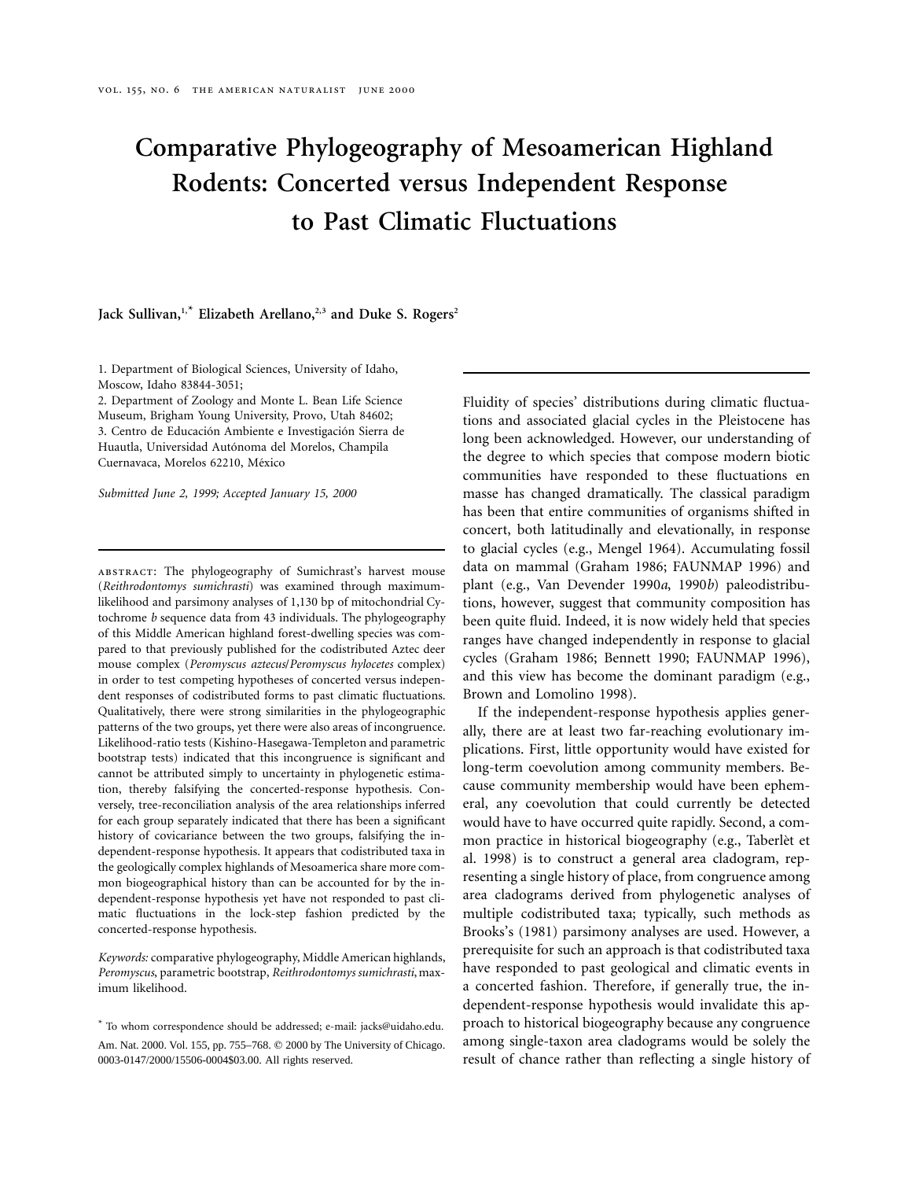# Comparative Phylogeography of Mesoamerican Highland Rodents: Concerted versus Independent Response to Past Climatic Fluctuations

**Jack Sullivan,[1,*] Elizabeth Arellano,[2,3] and Duke S. Rogers[2]**

1. Department of Biological Sciences, University of Idaho, Moscow, Idaho 83844-3051;
2. Department of Zoology and Monte L. Bean Life Science Museum, Brigham Young University, Provo, Utah 84602;
3. Centro de Educación Ambiente e Investigación Sierra de Huautla, Universidad Autónoma del Morelos, Champila Cuernavaca, Morelos 62210, México

*Submitted June 2, 1999; Accepted January 15, 2000*

abstract: The phylogeography of Sumichrast's harvest mouse (*Reithrodontomys sumichrasti*) was examined through maximum-likelihood and parsimony analyses of 1,130 bp of mitochondrial Cytochrome *b* sequence data from 43 individuals. The phylogeography of this Middle American highland forest-dwelling species was compared to that previously published for the codistributed Aztec deer mouse complex (*Peromyscus aztecus*/*Peromyscus hylocetes* complex) in order to test competing hypotheses of concerted versus independent responses of codistributed forms to past climatic fluctuations. Qualitatively, there were strong similarities in the phylogeographic patterns of the two groups, yet there were also areas of incongruence. Likelihood-ratio tests (Kishino-Hasegawa-Templeton and parametric bootstrap tests) indicated that this incongruence is significant and cannot be attributed simply to uncertainty in phylogenetic estimation, thereby falsifying the concerted-response hypothesis. Conversely, tree-reconciliation analysis of the area relationships inferred for each group separately indicated that there has been a significant history of covicariance between the two groups, falsifying the independent-response hypothesis. It appears that codistributed taxa in the geologically complex highlands of Mesoamerica share more common biogeographical history than can be accounted for by the independent-response hypothesis yet have not responded to past climatic fluctuations in the lock-step fashion predicted by the concerted-response hypothesis.

*Keywords:* comparative phylogeography, Middle American highlands, *Peromyscus*, parametric bootstrap, *Reithrodontomys sumichrasti*, maximum likelihood.

\* To whom correspondence should be addressed; e-mail: jacks@uidaho.edu.

Am. Nat. 2000. Vol. 155, pp. 755–768. © 2000 by The University of Chicago. 0003-0147/2000/15506-0004$03.00. All rights reserved.

Fluidity of species' distributions during climatic fluctuations and associated glacial cycles in the Pleistocene has long been acknowledged. However, our understanding of the degree to which species that compose modern biotic communities have responded to these fluctuations en masse has changed dramatically. The classical paradigm has been that entire communities of organisms shifted in concert, both latitudinally and elevationally, in response to glacial cycles (e.g., Mengel 1964). Accumulating fossil data on mammal (Graham 1986; FAUNMAP 1996) and plant (e.g., Van Devender 1990*a*, 1990*b*) paleodistributions, however, suggest that community composition has been quite fluid. Indeed, it is now widely held that species ranges have changed independently in response to glacial cycles (Graham 1986; Bennett 1990; FAUNMAP 1996), and this view has become the dominant paradigm (e.g., Brown and Lomolino 1998).

If the independent-response hypothesis applies generally, there are at least two far-reaching evolutionary implications. First, little opportunity would have existed for long-term coevolution among community members. Because community membership would have been ephemeral, any coevolution that could currently be detected would have to have occurred quite rapidly. Second, a common practice in historical biogeography (e.g., Taberlèt et al. 1998) is to construct a general area cladogram, representing a single history of place, from congruence among area cladograms derived from phylogenetic analyses of multiple codistributed taxa; typically, such methods as Brooks's (1981) parsimony analyses are used. However, a prerequisite for such an approach is that codistributed taxa have responded to past geological and climatic events in a concerted fashion. Therefore, if generally true, the independent-response hypothesis would invalidate this approach to historical biogeography because any congruence among single-taxon area cladograms would be solely the result of chance rather than reflecting a single history of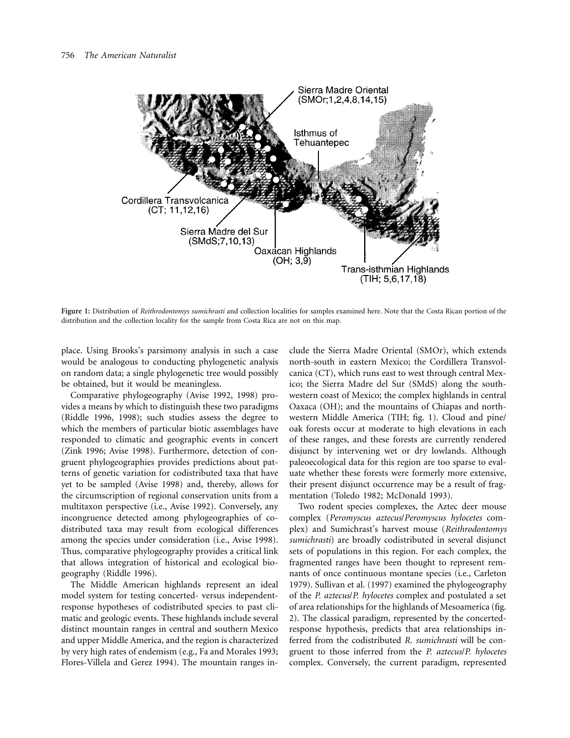Sierra Madre Oriental
(SMOr;1,2,4,8,14,15)

Isthmus of
Tehuantepec

Cordillera Transvolcanica
(CT; 11,12,16)

Sierra Madre del Sur
(SMdS;7,10,13)

Oaxacan Highlands
(OH; 3,9)

Trans-isthmian Highlands
(TIH; 5,6,17,18)

**Figure 1:** Distribution of *Reithrodontomys sumichrasti* and collection localities for samples examined here. Note that the Costa Rican portion of the distribution and the collection locality for the sample from Costa Rica are not on this map.

place. Using Brooks's parsimony analysis in such a case would be analogous to conducting phylogenetic analysis on random data; a single phylogenetic tree would possibly be obtained, but it would be meaningless.

Comparative phylogeography (Avise 1992, 1998) provides a means by which to distinguish these two paradigms (Riddle 1996, 1998); such studies assess the degree to which the members of particular biotic assemblages have responded to climatic and geographic events in concert (Zink 1996; Avise 1998). Furthermore, detection of congruent phylogeographies provides predictions about patterns of genetic variation for codistributed taxa that have yet to be sampled (Avise 1998) and, thereby, allows for the circumscription of regional conservation units from a multitaxon perspective (i.e., Avise 1992). Conversely, any incongruence detected among phylogeographies of codistributed taxa may result from ecological differences among the species under consideration (i.e., Avise 1998). Thus, comparative phylogeography provides a critical link that allows integration of historical and ecological biogeography (Riddle 1996).

The Middle American highlands represent an ideal model system for testing concerted- versus independent-response hypotheses of codistributed species to past climatic and geologic events. These highlands include several distinct mountain ranges in central and southern Mexico and upper Middle America, and the region is characterized by very high rates of endemism (e.g., Fa and Morales 1993; Flores-Villela and Gerez 1994). The mountain ranges include the Sierra Madre Oriental (SMOr), which extends north-south in eastern Mexico; the Cordillera Transvolcanica (CT), which runs east to west through central Mexico; the Sierra Madre del Sur (SMdS) along the southwestern coast of Mexico; the complex highlands in central Oaxaca (OH); and the mountains of Chiapas and northwestern Middle America (TIH; fig. 1). Cloud and pine/oak forests occur at moderate to high elevations in each of these ranges, and these forests are currently rendered disjunct by intervening wet or dry lowlands. Although paleoecological data for this region are too sparse to evaluate whether these forests were formerly more extensive, their present disjunct occurrence may be a result of fragmentation (Toledo 1982; McDonald 1993).

Two rodent species complexes, the Aztec deer mouse complex (*Peromyscus aztecus*/*Peromyscus hylocetes* complex) and Sumichrast's harvest mouse (*Reithrodontomys sumichrasti*) are broadly codistributed in several disjunct sets of populations in this region. For each complex, the fragmented ranges have been thought to represent remnants of once continuous montane species (i.e., Carleton 1979). Sullivan et al. (1997) examined the phylogeography of the *P. aztecus*/*P. hylocetes* complex and postulated a set of area relationships for the highlands of Mesoamerica (fig. 2). The classical paradigm, represented by the concerted-response hypothesis, predicts that area relationships inferred from the codistributed *R. sumichrasti* will be congruent to those inferred from the *P. aztecus*/*P. hylocetes* complex. Conversely, the current paradigm, represented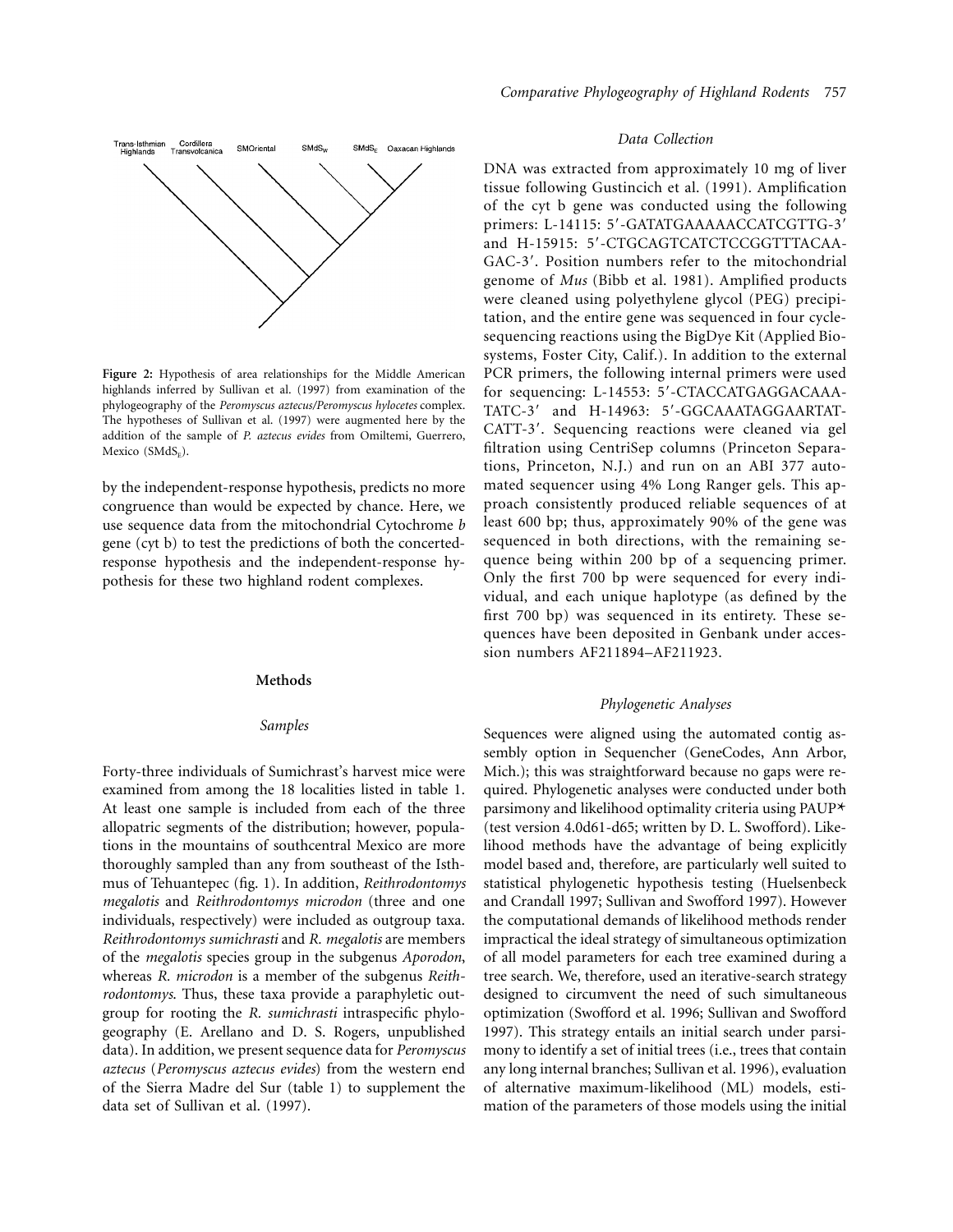Trans-Isthmian Highlands

Cordillera Transvolcanica

SMOriental

$SMdS_W$

$SMdS_E$

Oaxacan Highlands

**Figure 2:** Hypothesis of area relationships for the Middle American highlands inferred by Sullivan et al. (1997) from examination of the phylogeography of the *Peromyscus aztecus/Peromyscus hylocetes* complex. The hypotheses of Sullivan et al. (1997) were augmented here by the addition of the sample of *P. aztecus evides* from Omiltemi, Guerrero, Mexico ($SMdS_E$).

by the independent-response hypothesis, predicts no more congruence than would be expected by chance. Here, we use sequence data from the mitochondrial Cytochrome *b* gene (cyt b) to test the predictions of both the concerted-response hypothesis and the independent-response hypothesis for these two highland rodent complexes.

## Methods

### Samples

Forty-three individuals of Sumichrast's harvest mice were examined from among the 18 localities listed in table 1. At least one sample is included from each of the three allopatric segments of the distribution; however, populations in the mountains of southcentral Mexico are more thoroughly sampled than any from southeast of the Isthmus of Tehuantepec (fig. 1). In addition, *Reithrodontomys megalotis* and *Reithrodontomys microdon* (three and one individuals, respectively) were included as outgroup taxa. *Reithrodontomys sumichrasti* and *R. megalotis* are members of the *megalotis* species group in the subgenus *Aporodon*, whereas *R. microdon* is a member of the subgenus *Reithrodontomys*. Thus, these taxa provide a paraphyletic outgroup for rooting the *R. sumichrasti* intraspecific phylogeography (E. Arellano and D. S. Rogers, unpublished data). In addition, we present sequence data for *Peromyscus aztecus* (*Peromyscus aztecus evides*) from the western end of the Sierra Madre del Sur (table 1) to supplement the data set of Sullivan et al. (1997).

### Data Collection

DNA was extracted from approximately 10 mg of liver tissue following Gustincich et al. (1991). Amplification of the cyt b gene was conducted using the following primers: L-14115: 5′-GATATGAAAAACCATCGTTG-3′ and H-15915: 5′-CTGCAGTCATCTCCGGTTTACAAGAC-3′. Position numbers refer to the mitochondrial genome of *Mus* (Bibb et al. 1981). Amplified products were cleaned using polyethylene glycol (PEG) precipitation, and the entire gene was sequenced in four cycle-sequencing reactions using the BigDye Kit (Applied Biosystems, Foster City, Calif.). In addition to the external PCR primers, the following internal primers were used for sequencing: L-14553: 5′-CTACCATGAGGACAAATATC-3′ and H-14963: 5′-GGCAAATAGGAARTATCATT-3′. Sequencing reactions were cleaned via gel filtration using CentriSep columns (Princeton Separations, Princeton, N.J.) and run on an ABI 377 automated sequencer using 4% Long Ranger gels. This approach consistently produced reliable sequences of at least 600 bp; thus, approximately 90% of the gene was sequenced in both directions, with the remaining sequence being within 200 bp of a sequencing primer. Only the first 700 bp were sequenced for every individual, and each unique haplotype (as defined by the first 700 bp) was sequenced in its entirety. These sequences have been deposited in Genbank under accession numbers AF211894–AF211923.

### Phylogenetic Analyses

Sequences were aligned using the automated contig assembly option in Sequencher (GeneCodes, Ann Arbor, Mich.); this was straightforward because no gaps were required. Phylogenetic analyses were conducted under both parsimony and likelihood optimality criteria using PAUP* (test version 4.0d61-d65; written by D. L. Swofford). Likelihood methods have the advantage of being explicitly model based and, therefore, are particularly well suited to statistical phylogenetic hypothesis testing (Huelsenbeck and Crandall 1997; Sullivan and Swofford 1997). However the computational demands of likelihood methods render impractical the ideal strategy of simultaneous optimization of all model parameters for each tree examined during a tree search. We, therefore, used an iterative-search strategy designed to circumvent the need of such simultaneous optimization (Swofford et al. 1996; Sullivan and Swofford 1997). This strategy entails an initial search under parsimony to identify a set of initial trees (i.e., trees that contain any long internal branches; Sullivan et al. 1996), evaluation of alternative maximum-likelihood (ML) models, estimation of the parameters of those models using the initial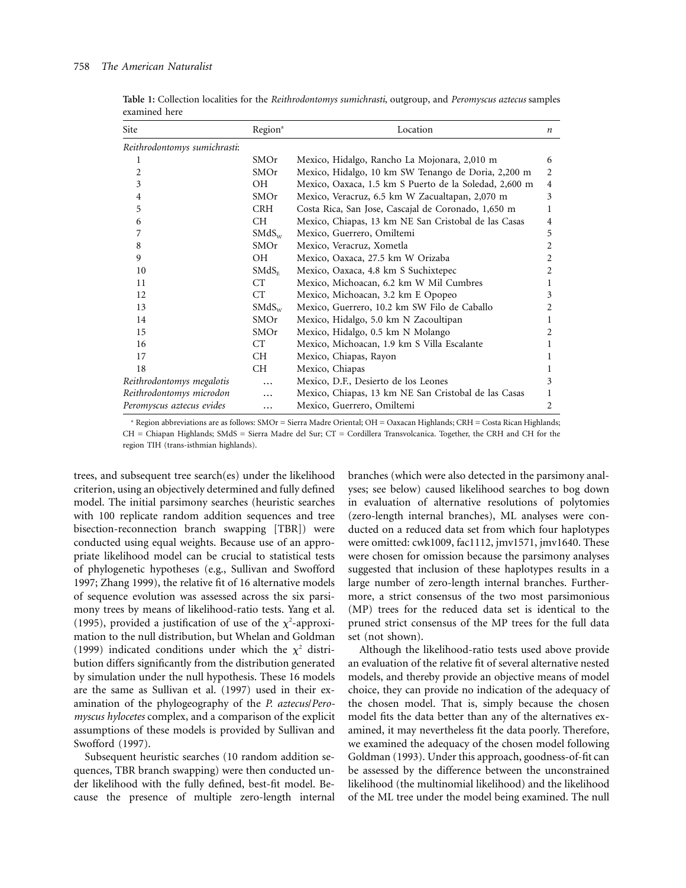**Table 1:** Collection localities for the *Reithrodontomys sumichrasti*, outgroup, and *Peromyscus aztecus* samples examined here

| Site | Region[a] | Location | *n* |
|---|---|---|---|
| *Reithrodontomys sumichrasti*: | | | |
| 1 | SMOr | Mexico, Hidalgo, Rancho La Mojonara, 2,010 m | 6 |
| 2 | SMOr | Mexico, Hidalgo, 10 km SW Tenango de Doria, 2,200 m | 2 |
| 3 | OH | Mexico, Oaxaca, 1.5 km S Puerto de la Soledad, 2,600 m | 4 |
| 4 | SMOr | Mexico, Veracruz, 6.5 km W Zacualtapan, 2,070 m | 3 |
| 5 | CRH | Costa Rica, San Jose, Cascajal de Coronado, 1,650 m | 1 |
| 6 | CH | Mexico, Chiapas, 13 km NE San Cristobal de las Casas | 4 |
| 7 | $SMdS_W$ | Mexico, Guerrero, Omiltemi | 5 |
| 8 | SMOr | Mexico, Veracruz, Xometla | 2 |
| 9 | OH | Mexico, Oaxaca, 27.5 km W Orizaba | 2 |
| 10 | $SMdS_E$ | Mexico, Oaxaca, 4.8 km S Suchixtepec | 2 |
| 11 | CT | Mexico, Michoacan, 6.2 km W Mil Cumbres | 1 |
| 12 | CT | Mexico, Michoacan, 3.2 km E Opopeo | 3 |
| 13 | $SMdS_W$ | Mexico, Guerrero, 10.2 km SW Filo de Caballo | 2 |
| 14 | SMOr | Mexico, Hidalgo, 5.0 km N Zacoultipan | 1 |
| 15 | SMOr | Mexico, Hidalgo, 0.5 km N Molango | 2 |
| 16 | CT | Mexico, Michoacan, 1.9 km S Villa Escalante | 1 |
| 17 | CH | Mexico, Chiapas, Rayon | 1 |
| 18 | CH | Mexico, Chiapas | 1 |
| *Reithrodontomys megalotis* | … | Mexico, D.F., Desierto de los Leones | 3 |
| *Reithrodontomys microdon* | … | Mexico, Chiapas, 13 km NE San Cristobal de las Casas | 1 |
| *Peromyscus aztecus evides* | … | Mexico, Guerrero, Omiltemi | 2 |

[a] Region abbreviations are as follows: SMOr = Sierra Madre Oriental; OH = Oaxacan Highlands; CRH = Costa Rican Highlands; CH = Chiapan Highlands; SMdS = Sierra Madre del Sur; CT = Cordillera Transvolcanica. Together, the CRH and CH for the region TIH (trans-isthmian highlands).

trees, and subsequent tree search(es) under the likelihood criterion, using an objectively determined and fully defined model. The initial parsimony searches (heuristic searches with 100 replicate random addition sequences and tree bisection-reconnection branch swapping [TBR]) were conducted using equal weights. Because use of an appropriate likelihood model can be crucial to statistical tests of phylogenetic hypotheses (e.g., Sullivan and Swofford 1997; Zhang 1999), the relative fit of 16 alternative models of sequence evolution was assessed across the six parsimony trees by means of likelihood-ratio tests. Yang et al. (1995), provided a justification of use of the $\chi^2$-approximation to the null distribution, but Whelan and Goldman (1999) indicated conditions under which the $\chi^2$ distribution differs significantly from the distribution generated by simulation under the null hypothesis. These 16 models are the same as Sullivan et al. (1997) used in their examination of the phylogeography of the *P. aztecus*/*Peromyscus hylocetes* complex, and a comparison of the explicit assumptions of these models is provided by Sullivan and Swofford (1997).

Subsequent heuristic searches (10 random addition sequences, TBR branch swapping) were then conducted under likelihood with the fully defined, best-fit model. Because the presence of multiple zero-length internal branches (which were also detected in the parsimony analyses; see below) caused likelihood searches to bog down in evaluation of alternative resolutions of polytomies (zero-length internal branches), ML analyses were conducted on a reduced data set from which four haplotypes were omitted: cwk1009, fac1112, jmv1571, jmv1640. These were chosen for omission because the parsimony analyses suggested that inclusion of these haplotypes results in a large number of zero-length internal branches. Furthermore, a strict consensus of the two most parsimonious (MP) trees for the reduced data set is identical to the pruned strict consensus of the MP trees for the full data set (not shown).

Although the likelihood-ratio tests used above provide an evaluation of the relative fit of several alternative nested models, and thereby provide an objective means of model choice, they can provide no indication of the adequacy of the chosen model. That is, simply because the chosen model fits the data better than any of the alternatives examined, it may nevertheless fit the data poorly. Therefore, we examined the adequacy of the chosen model following Goldman (1993). Under this approach, goodness-of-fit can be assessed by the difference between the unconstrained likelihood (the multinomial likelihood) and the likelihood of the ML tree under the model being examined. The null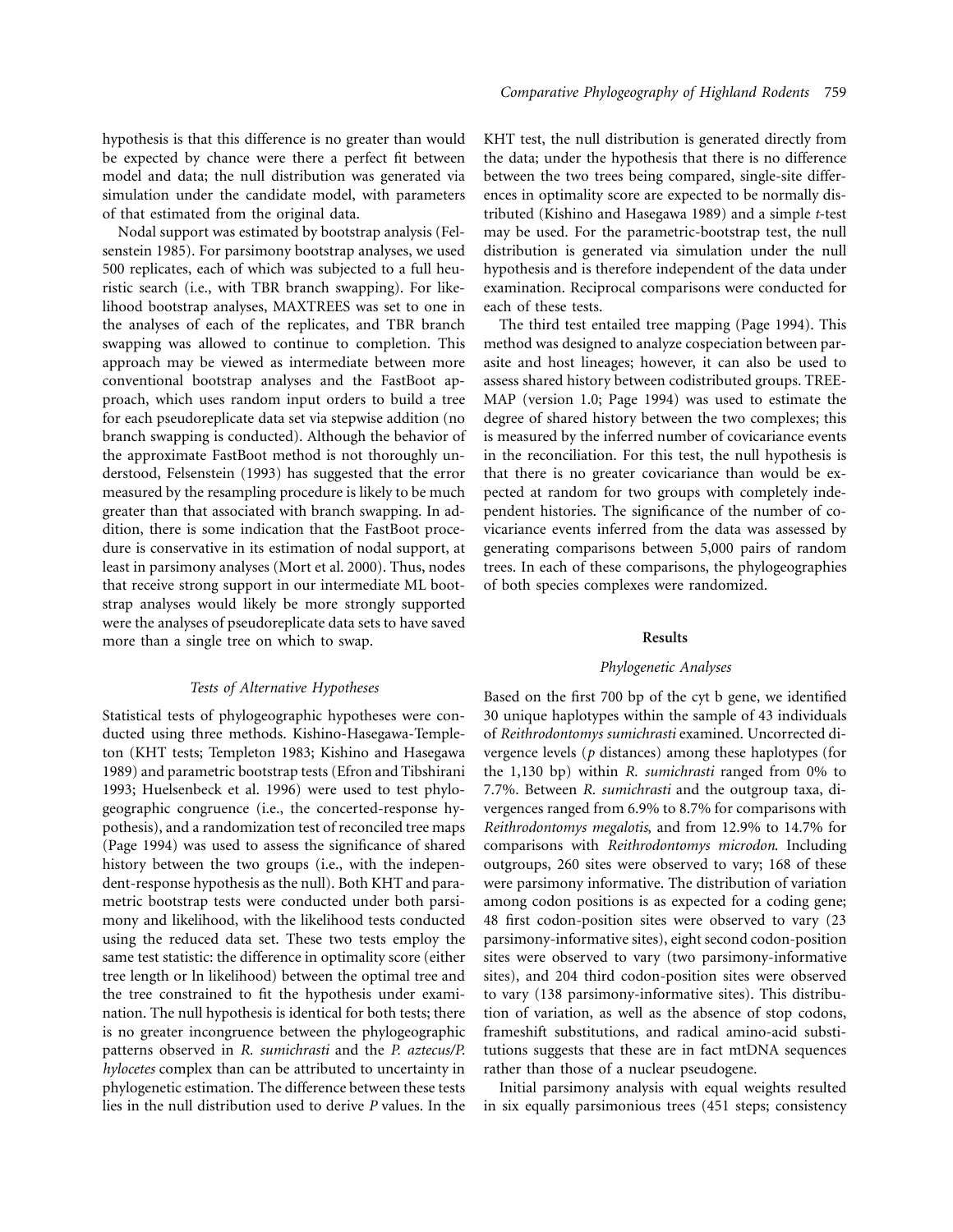hypothesis is that this difference is no greater than would be expected by chance were there a perfect fit between model and data; the null distribution was generated via simulation under the candidate model, with parameters of that estimated from the original data.

Nodal support was estimated by bootstrap analysis (Felsenstein 1985). For parsimony bootstrap analyses, we used 500 replicates, each of which was subjected to a full heuristic search (i.e., with TBR branch swapping). For likelihood bootstrap analyses, MAXTREES was set to one in the analyses of each of the replicates, and TBR branch swapping was allowed to continue to completion. This approach may be viewed as intermediate between more conventional bootstrap analyses and the FastBoot approach, which uses random input orders to build a tree for each pseudoreplicate data set via stepwise addition (no branch swapping is conducted). Although the behavior of the approximate FastBoot method is not thoroughly understood, Felsenstein (1993) has suggested that the error measured by the resampling procedure is likely to be much greater than that associated with branch swapping. In addition, there is some indication that the FastBoot procedure is conservative in its estimation of nodal support, at least in parsimony analyses (Mort et al. 2000). Thus, nodes that receive strong support in our intermediate ML bootstrap analyses would likely be more strongly supported were the analyses of pseudoreplicate data sets to have saved more than a single tree on which to swap.

### Tests of Alternative Hypotheses

Statistical tests of phylogeographic hypotheses were conducted using three methods. Kishino-Hasegawa-Templeton (KHT tests; Templeton 1983; Kishino and Hasegawa 1989) and parametric bootstrap tests (Efron and Tibshirani 1993; Huelsenbeck et al. 1996) were used to test phylogeographic congruence (i.e., the concerted-response hypothesis), and a randomization test of reconciled tree maps (Page 1994) was used to assess the significance of shared history between the two groups (i.e., with the independent-response hypothesis as the null). Both KHT and parametric bootstrap tests were conducted under both parsimony and likelihood, with the likelihood tests conducted using the reduced data set. These two tests employ the same test statistic: the difference in optimality score (either tree length or ln likelihood) between the optimal tree and the tree constrained to fit the hypothesis under examination. The null hypothesis is identical for both tests; there is no greater incongruence between the phylogeographic patterns observed in *R. sumichrasti* and the *P. aztecus/P. hylocetes* complex than can be attributed to uncertainty in phylogenetic estimation. The difference between these tests lies in the null distribution used to derive *P* values. In the KHT test, the null distribution is generated directly from the data; under the hypothesis that there is no difference between the two trees being compared, single-site differences in optimality score are expected to be normally distributed (Kishino and Hasegawa 1989) and a simple *t*-test may be used. For the parametric-bootstrap test, the null distribution is generated via simulation under the null hypothesis and is therefore independent of the data under examination. Reciprocal comparisons were conducted for each of these tests.

The third test entailed tree mapping (Page 1994). This method was designed to analyze cospeciation between parasite and host lineages; however, it can also be used to assess shared history between codistributed groups. TREEMAP (version 1.0; Page 1994) was used to estimate the degree of shared history between the two complexes; this is measured by the inferred number of covicariance events in the reconciliation. For this test, the null hypothesis is that there is no greater covicariance than would be expected at random for two groups with completely independent histories. The significance of the number of covicariance events inferred from the data was assessed by generating comparisons between 5,000 pairs of random trees. In each of these comparisons, the phylogeographies of both species complexes were randomized.

## Results

### Phylogenetic Analyses

Based on the first 700 bp of the cyt b gene, we identified 30 unique haplotypes within the sample of 43 individuals of *Reithrodontomys sumichrasti* examined. Uncorrected divergence levels (*p* distances) among these haplotypes (for the 1,130 bp) within *R. sumichrasti* ranged from 0% to 7.7%. Between *R. sumichrasti* and the outgroup taxa, divergences ranged from 6.9% to 8.7% for comparisons with *Reithrodontomys megalotis*, and from 12.9% to 14.7% for comparisons with *Reithrodontomys microdon*. Including outgroups, 260 sites were observed to vary; 168 of these were parsimony informative. The distribution of variation among codon positions is as expected for a coding gene; 48 first codon-position sites were observed to vary (23 parsimony-informative sites), eight second codon-position sites were observed to vary (two parsimony-informative sites), and 204 third codon-position sites were observed to vary (138 parsimony-informative sites). This distribution of variation, as well as the absence of stop codons, frameshift substitutions, and radical amino-acid substitutions suggests that these are in fact mtDNA sequences rather than those of a nuclear pseudogene.

Initial parsimony analysis with equal weights resulted in six equally parsimonious trees (451 steps; consistency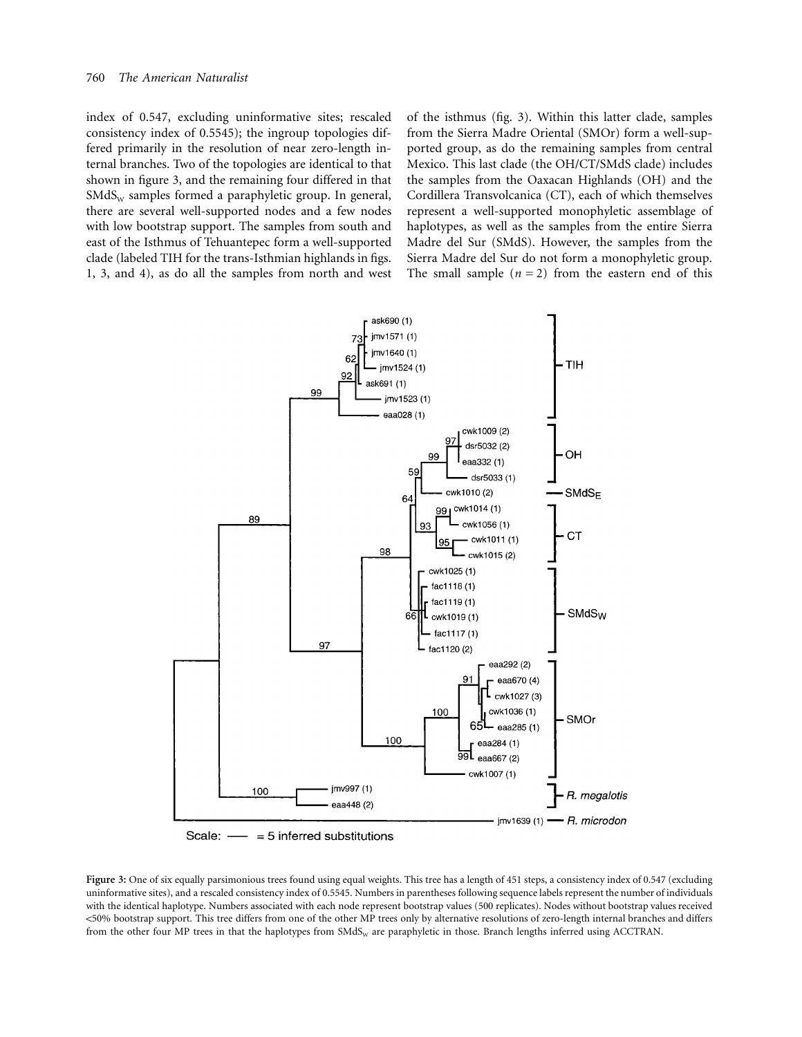index of 0.547, excluding uninformative sites; rescaled consistency index of 0.5545); the ingroup topologies differed primarily in the resolution of near zero-length internal branches. Two of the topologies are identical to that shown in figure 3, and the remaining four differed in that $SMdS_W$ samples formed a paraphyletic group. In general, there are several well-supported nodes and a few nodes with low bootstrap support. The samples from south and east of the Isthmus of Tehuantepec form a well-supported clade (labeled TIH for the trans-Isthmian highlands in figs. 1, 3, and 4), as do all the samples from north and west of the isthmus (fig. 3). Within this latter clade, samples from the Sierra Madre Oriental (SMOr) form a well-supported group, as do the remaining samples from central Mexico. This last clade (the OH/CT/SMdS clade) includes the samples from the Oaxacan Highlands (OH) and the Cordillera Transvolcanica (CT), each of which themselves represent a well-supported monophyletic assemblage of haplotypes, as well as the samples from the entire Sierra Madre del Sur (SMdS). However, the samples from the Sierra Madre del Sur do not form a monophyletic group. The small sample ($n = 2$) from the eastern end of this

ask690 (1)
jmv1571 (1)
jmv1640 (1)
jmv1524 (1)
ask691 (1)
jmv1523 (1)
eaa028 (1)
cwk1009 (2)
dsr5032 (2)
eaa332 (1)
dsr5033 (1)
cwk1010 (2)
cwk1014 (1)
cwk1056 (1)
cwk1011 (1)
cwk1015 (2)
cwk1025 (1)
fac1118 (1)
fac1119 (1)
cwk1019 (1)
fac1117 (1)
fac1120 (2)
eaa292 (2)
eaa670 (4)
cwk1027 (3)
cwk1036 (1)
eaa285 (1)
eaa284 (1)
eaa667 (2)
cwk1007 (1)
jmv997 (1)
eaa448 (2)
jmv1639 (1)

73 62 92 99 97 99 59 64 99 93 95 98 66 89 97 91 65 100 99 100 100

TIH
OH
$SMdS_E$
CT
$SMdS_W$
SMOr
*R. megalotis*
*R. microdon*

Scale: —— = 5 inferred substitutions

**Figure 3:** One of six equally parsimonious trees found using equal weights. This tree has a length of 451 steps, a consistency index of 0.547 (excluding uninformative sites), and a rescaled consistency index of 0.5545. Numbers in parentheses following sequence labels represent the number of individuals with the identical haplotype. Numbers associated with each node represent bootstrap values (500 replicates). Nodes without bootstrap values received <50% bootstrap support. This tree differs from one of the other MP trees only by alternative resolutions of zero-length internal branches and differs from the other four MP trees in that the haplotypes from $SMdS_W$ are paraphyletic in those. Branch lengths inferred using ACCTRAN.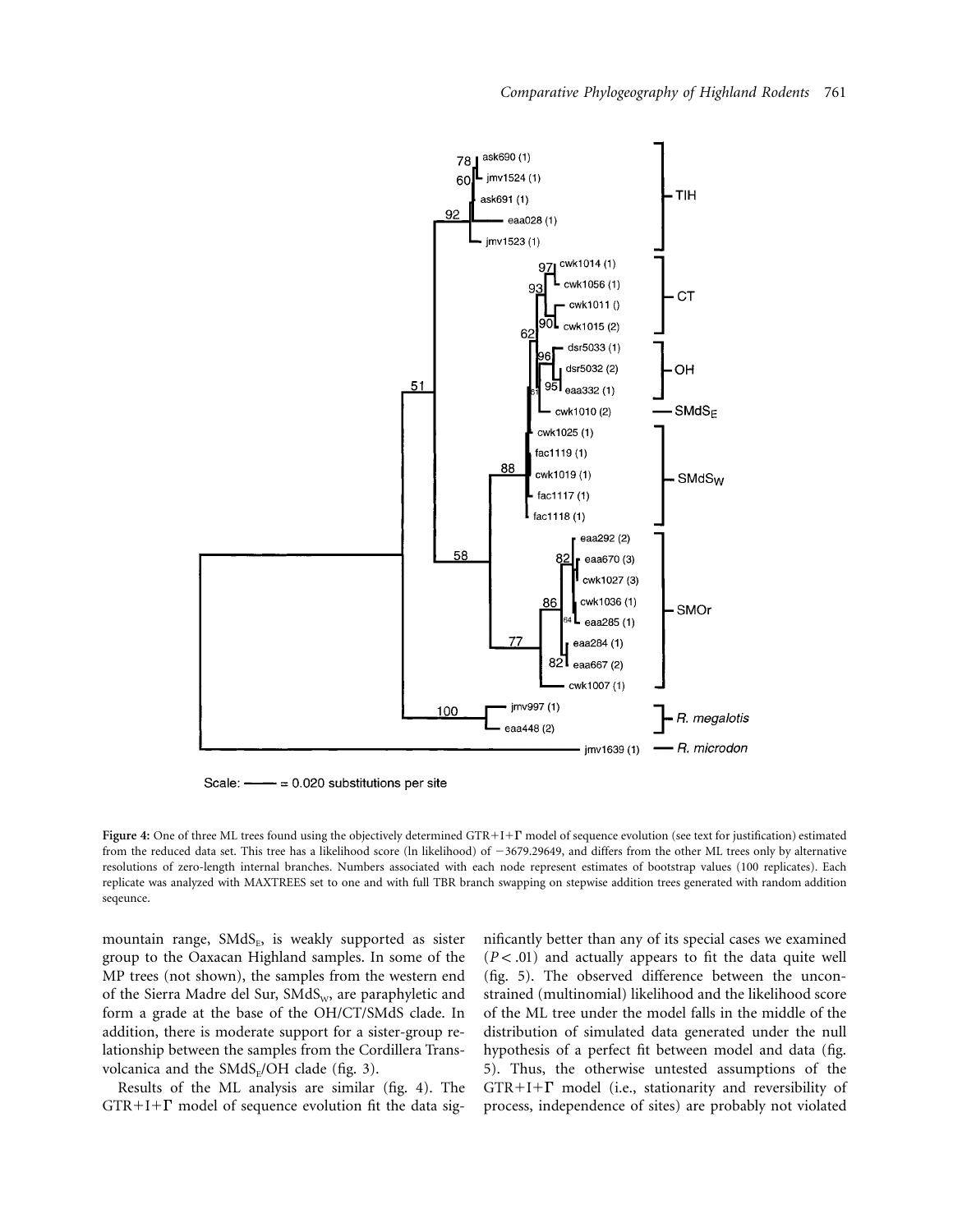ask690 (1)
jmv1524 (1)
ask691 (1)
eaa028 (1)
jmv1523 (1)
cwk1014 (1)
cwk1056 (1)
cwk1011 ()
cwk1015 (2)
dsr5033 (1)
dsr5032 (2)
eaa332 (1)
cwk1010 (2)
cwk1025 (1)
fac1119 (1)
cwk1019 (1)
fac1117 (1)
fac1118 (1)
eaa292 (2)
eaa670 (3)
cwk1027 (3)
cwk1036 (1)
eaa285 (1)
eaa284 (1)
eaa667 (2)
cwk1007 (1)
jmv997 (1)
eaa448 (2)
jmv1639 (1)

78
60
92
97
93
90
62
96
61
95
51
88
58
82
86
84
77
82
100

TIH
CT
OH
$SMdS_E$
$SMdS_W$
SMOr
*R. megalotis*
*R. microdon*

Scale: —— = 0.020 substitutions per site

**Figure 4:** One of three ML trees found using the objectively determined GTR+I+$\Gamma$ model of sequence evolution (see text for justification) estimated from the reduced data set. This tree has a likelihood score (ln likelihood) of −3679.29649, and differs from the other ML trees only by alternative resolutions of zero-length internal branches. Numbers associated with each node represent estimates of bootstrap values (100 replicates). Each replicate was analyzed with MAXTREES set to one and with full TBR branch swapping on stepwise addition trees generated with random addition seqeunce.

mountain range, $SMdS_E$, is weakly supported as sister group to the Oaxacan Highland samples. In some of the MP trees (not shown), the samples from the western end of the Sierra Madre del Sur, $SMdS_W$, are paraphyletic and form a grade at the base of the OH/CT/SMdS clade. In addition, there is moderate support for a sister-group relationship between the samples from the Cordillera Transvolcanica and the $SMdS_E$/OH clade (fig. 3).

Results of the ML analysis are similar (fig. 4). The GTR+I+$\Gamma$ model of sequence evolution fit the data significantly better than any of its special cases we examined ($P < .01$) and actually appears to fit the data quite well (fig. 5). The observed difference between the unconstrained (multinomial) likelihood and the likelihood score of the ML tree under the model falls in the middle of the distribution of simulated data generated under the null hypothesis of a perfect fit between model and data (fig. 5). Thus, the otherwise untested assumptions of the GTR+I+$\Gamma$ model (i.e., stationarity and reversibility of process, independence of sites) are probably not violated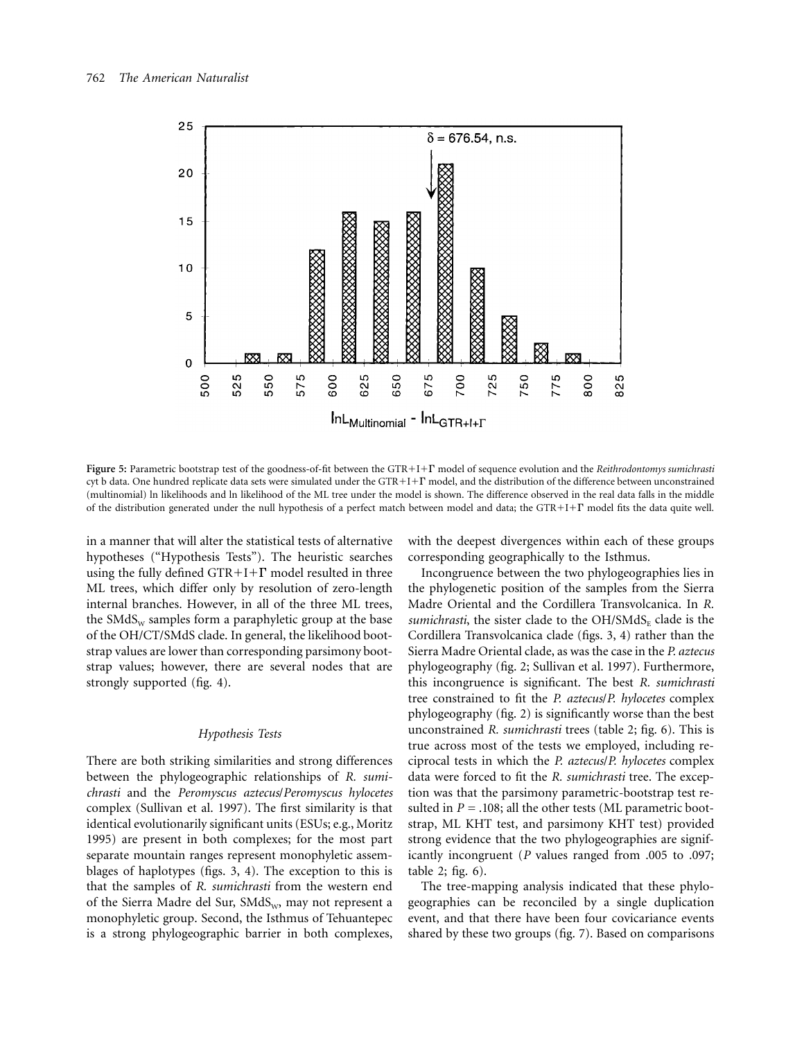25

20

15

10

5

0

$\delta = 676.54$, n.s.

500 525 550 575 600 625 650 675 700 725 750 775 800 825

$\ln L_{\text{Multinomial}} - \ln L_{\text{GTR+I+}\Gamma}$

**Figure 5:** Parametric bootstrap test of the goodness-of-fit between the GTR+I+$\Gamma$ model of sequence evolution and the *Reithrodontomys sumichrasti* cyt b data. One hundred replicate data sets were simulated under the GTR+I+$\Gamma$ model, and the distribution of the difference between unconstrained (multinomial) ln likelihoods and ln likelihood of the ML tree under the model is shown. The difference observed in the real data falls in the middle of the distribution generated under the null hypothesis of a perfect match between model and data; the GTR+I+$\Gamma$ model fits the data quite well.

in a manner that will alter the statistical tests of alternative hypotheses ("Hypothesis Tests"). The heuristic searches using the fully defined GTR+I+$\Gamma$ model resulted in three ML trees, which differ only by resolution of zero-length internal branches. However, in all of the three ML trees, the $\text{SMdS}_{\text{W}}$ samples form a paraphyletic group at the base of the OH/CT/SMdS clade. In general, the likelihood bootstrap values are lower than corresponding parsimony bootstrap values; however, there are several nodes that are strongly supported (fig. 4).

### *Hypothesis Tests*

There are both striking similarities and strong differences between the phylogeographic relationships of *R. sumichrasti* and the *Peromyscus aztecus*/*Peromyscus hylocetes* complex (Sullivan et al. 1997). The first similarity is that identical evolutionarily significant units (ESUs; e.g., Moritz 1995) are present in both complexes; for the most part separate mountain ranges represent monophyletic assemblages of haplotypes (figs. 3, 4). The exception to this is that the samples of *R. sumichrasti* from the western end of the Sierra Madre del Sur, $\text{SMdS}_{\text{W}}$, may not represent a monophyletic group. Second, the Isthmus of Tehuantepec is a strong phylogeographic barrier in both complexes, with the deepest divergences within each of these groups corresponding geographically to the Isthmus.

Incongruence between the two phylogeographies lies in the phylogenetic position of the samples from the Sierra Madre Oriental and the Cordillera Transvolcanica. In *R. sumichrasti*, the sister clade to the OH/$\text{SMdS}_{\text{E}}$ clade is the Cordillera Transvolcanica clade (figs. 3, 4) rather than the Sierra Madre Oriental clade, as was the case in the *P. aztecus* phylogeography (fig. 2; Sullivan et al. 1997). Furthermore, this incongruence is significant. The best *R. sumichrasti* tree constrained to fit the *P. aztecus*/*P. hylocetes* complex phylogeography (fig. 2) is significantly worse than the best unconstrained *R. sumichrasti* trees (table 2; fig. 6). This is true across most of the tests we employed, including reciprocal tests in which the *P. aztecus*/*P. hylocetes* complex data were forced to fit the *R. sumichrasti* tree. The exception was that the parsimony parametric-bootstrap test resulted in $P = .108$; all the other tests (ML parametric bootstrap, ML KHT test, and parsimony KHT test) provided strong evidence that the two phylogeographies are significantly incongruent ($P$ values ranged from .005 to .097; table 2; fig. 6).

The tree-mapping analysis indicated that these phylogeographies can be reconciled by a single duplication event, and that there have been four covicariance events shared by these two groups (fig. 7). Based on comparisons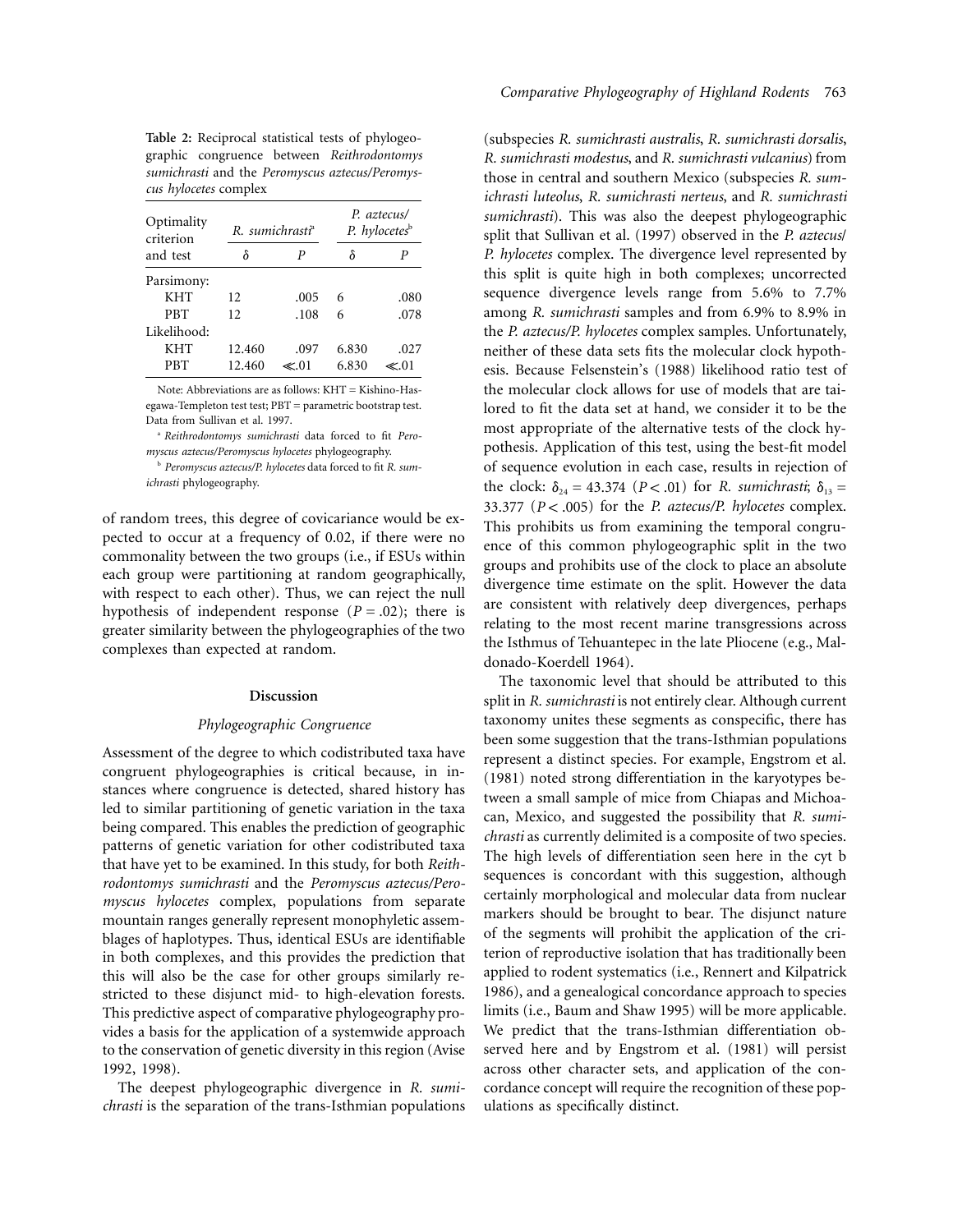**Table 2:** Reciprocal statistical tests of phylogeographic congruence between *Reithrodontomys sumichrasti* and the *Peromyscus aztecus/Peromyscus hylocetes* complex

| Optimality criterion and test | *R. sumichrasti*[a] | | *P. aztecus/ P. hylocetes*[b] | |
|---|---|---|---|---|
| | $\delta$ | $P$ | $\delta$ | $P$ |
| Parsimony: | | | | |
| KHT | 12 | .005 | 6 | .080 |
| PBT | 12 | .108 | 6 | .078 |
| Likelihood: | | | | |
| KHT | 12.460 | .097 | 6.830 | .027 |
| PBT | 12.460 | $\ll$.01 | 6.830 | $\ll$.01 |

Note: Abbreviations are as follows: KHT = Kishino-Hasegawa-Templeton test test; PBT = parametric bootstrap test. Data from Sullivan et al. 1997.

[a] *Reithrodontomys sumichrasti* data forced to fit *Peromyscus aztecus/Peromyscus hylocetes* phylogeography.

[b] *Peromyscus aztecus/P. hylocetes* data forced to fit *R. sumichrasti* phylogeography.

of random trees, this degree of covicariance would be expected to occur at a frequency of 0.02, if there were no commonality between the two groups (i.e., if ESUs within each group were partitioning at random geographically, with respect to each other). Thus, we can reject the null hypothesis of independent response ($P = .02$); there is greater similarity between the phylogeographies of the two complexes than expected at random.

## Discussion

### Phylogeographic Congruence

Assessment of the degree to which codistributed taxa have congruent phylogeographies is critical because, in instances where congruence is detected, shared history has led to similar partitioning of genetic variation in the taxa being compared. This enables the prediction of geographic patterns of genetic variation for other codistributed taxa that have yet to be examined. In this study, for both *Reithrodontomys sumichrasti* and the *Peromyscus aztecus/Peromyscus hylocetes* complex, populations from separate mountain ranges generally represent monophyletic assemblages of haplotypes. Thus, identical ESUs are identifiable in both complexes, and this provides the prediction that this will also be the case for other groups similarly restricted to these disjunct mid- to high-elevation forests. This predictive aspect of comparative phylogeography provides a basis for the application of a systemwide approach to the conservation of genetic diversity in this region (Avise 1992, 1998).

The deepest phylogeographic divergence in *R. sumichrasti* is the separation of the trans-Isthmian populations (subspecies *R. sumichrasti australis*, *R. sumichrasti dorsalis*, *R. sumichrasti modestus*, and *R. sumichrasti vulcanius*) from those in central and southern Mexico (subspecies *R. sumichrasti luteolus*, *R. sumichrasti nerteus*, and *R. sumichrasti sumichrasti*). This was also the deepest phylogeographic split that Sullivan et al. (1997) observed in the *P. aztecus/P. hylocetes* complex. The divergence level represented by this split is quite high in both complexes; uncorrected sequence divergence levels range from 5.6% to 7.7% among *R. sumichrasti* samples and from 6.9% to 8.9% in the *P. aztecus/P. hylocetes* complex samples. Unfortunately, neither of these data sets fits the molecular clock hypothesis. Because Felsenstein's (1988) likelihood ratio test of the molecular clock allows for use of models that are tailored to fit the data set at hand, we consider it to be the most appropriate of the alternative tests of the clock hypothesis. Application of this test, using the best-fit model of sequence evolution in each case, results in rejection of the clock: $\delta_{24} = 43.374$ ($P < .01$) for *R. sumichrasti*; $\delta_{13} = 33.377$ ($P < .005$) for the *P. aztecus/P. hylocetes* complex. This prohibits us from examining the temporal congruence of this common phylogeographic split in the two groups and prohibits use of the clock to place an absolute divergence time estimate on the split. However the data are consistent with relatively deep divergences, perhaps relating to the most recent marine transgressions across the Isthmus of Tehuantepec in the late Pliocene (e.g., Maldonado-Koerdell 1964).

The taxonomic level that should be attributed to this split in *R. sumichrasti* is not entirely clear. Although current taxonomy unites these segments as conspecific, there has been some suggestion that the trans-Isthmian populations represent a distinct species. For example, Engstrom et al. (1981) noted strong differentiation in the karyotypes between a small sample of mice from Chiapas and Michoacan, Mexico, and suggested the possibility that *R. sumichrasti* as currently delimited is a composite of two species. The high levels of differentiation seen here in the cyt b sequences is concordant with this suggestion, although certainly morphological and molecular data from nuclear markers should be brought to bear. The disjunct nature of the segments will prohibit the application of the criterion of reproductive isolation that has traditionally been applied to rodent systematics (i.e., Rennert and Kilpatrick 1986), and a genealogical concordance approach to species limits (i.e., Baum and Shaw 1995) will be more applicable. We predict that the trans-Isthmian differentiation observed here and by Engstrom et al. (1981) will persist across other character sets, and application of the concordance concept will require the recognition of these populations as specifically distinct.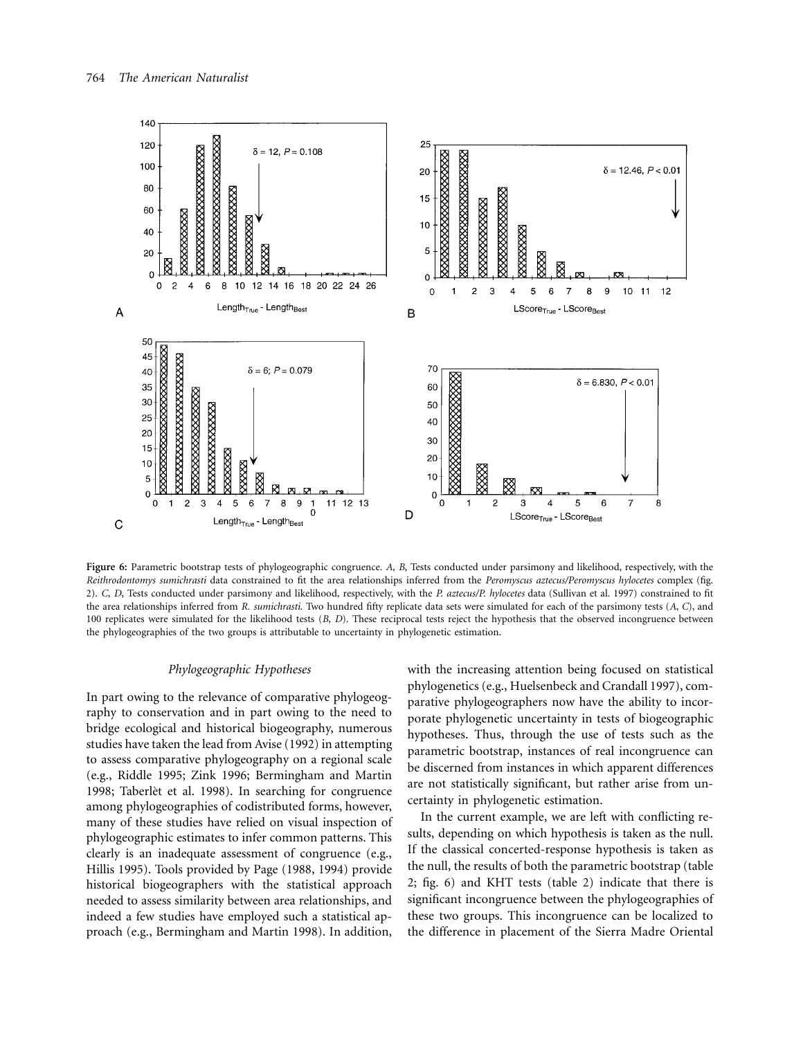140
120
100
80
60
40
20
0
0 2 4 6 8 10 12 14 16 18 20 22 24 26
$\delta = 12$, $P = 0.108$
$\text{Length}_{\text{True}} - \text{Length}_{\text{Best}}$
A

25
20
15
10
5
0
0 1 2 3 4 5 6 7 8 9 10 11 12
$\delta = 12.46$, $P < 0.01$
$\text{LScore}_{\text{True}} - \text{LScore}_{\text{Best}}$
B

50
45
40
35
30
25
20
15
10
5
0
0 1 2 3 4 5 6 7 8 9 10 11 12 13
$\delta = 6$; $P = 0.079$
$\text{Length}_{\text{True}} - \text{Length}_{\text{Best}}$
C

70
60
50
40
30
20
10
0
0 1 2 3 4 5 6 7 8
$\delta = 6.830$, $P < 0.01$
$\text{LScore}_{\text{True}} - \text{LScore}_{\text{Best}}$
D

**Figure 6:** Parametric bootstrap tests of phylogeographic congruence. *A*, *B*, Tests conducted under parsimony and likelihood, respectively, with the *Reithrodontomys sumichrasti* data constrained to fit the area relationships inferred from the *Peromyscus aztecus/Peromyscus hylocetes* complex (fig. 2). *C*, *D*, Tests conducted under parsimony and likelihood, respectively, with the *P. aztecus/P. hylocetes* data (Sullivan et al. 1997) constrained to fit the area relationships inferred from *R. sumichrasti*. Two hundred fifty replicate data sets were simulated for each of the parsimony tests (*A*, *C*), and 100 replicates were simulated for the likelihood tests (*B*, *D*). These reciprocal tests reject the hypothesis that the observed incongruence between the phylogeographies of the two groups is attributable to uncertainty in phylogenetic estimation.

### *Phylogeographic Hypotheses*

In part owing to the relevance of comparative phylogeography to conservation and in part owing to the need to bridge ecological and historical biogeography, numerous studies have taken the lead from Avise (1992) in attempting to assess comparative phylogeography on a regional scale (e.g., Riddle 1995; Zink 1996; Bermingham and Martin 1998; Taberlèt et al. 1998). In searching for congruence among phylogeographies of codistributed forms, however, many of these studies have relied on visual inspection of phylogeographic estimates to infer common patterns. This clearly is an inadequate assessment of congruence (e.g., Hillis 1995). Tools provided by Page (1988, 1994) provide historical biogeographers with the statistical approach needed to assess similarity between area relationships, and indeed a few studies have employed such a statistical approach (e.g., Bermingham and Martin 1998). In addition, with the increasing attention being focused on statistical phylogenetics (e.g., Huelsenbeck and Crandall 1997), comparative phylogeographers now have the ability to incorporate phylogenetic uncertainty in tests of biogeographic hypotheses. Thus, through the use of tests such as the parametric bootstrap, instances of real incongruence can be discerned from instances in which apparent differences are not statistically significant, but rather arise from uncertainty in phylogenetic estimation.

In the current example, we are left with conflicting results, depending on which hypothesis is taken as the null. If the classical concerted-response hypothesis is taken as the null, the results of both the parametric bootstrap (table 2; fig. 6) and KHT tests (table 2) indicate that there is significant incongruence between the phylogeographies of these two groups. This incongruence can be localized to the difference in placement of the Sierra Madre Oriental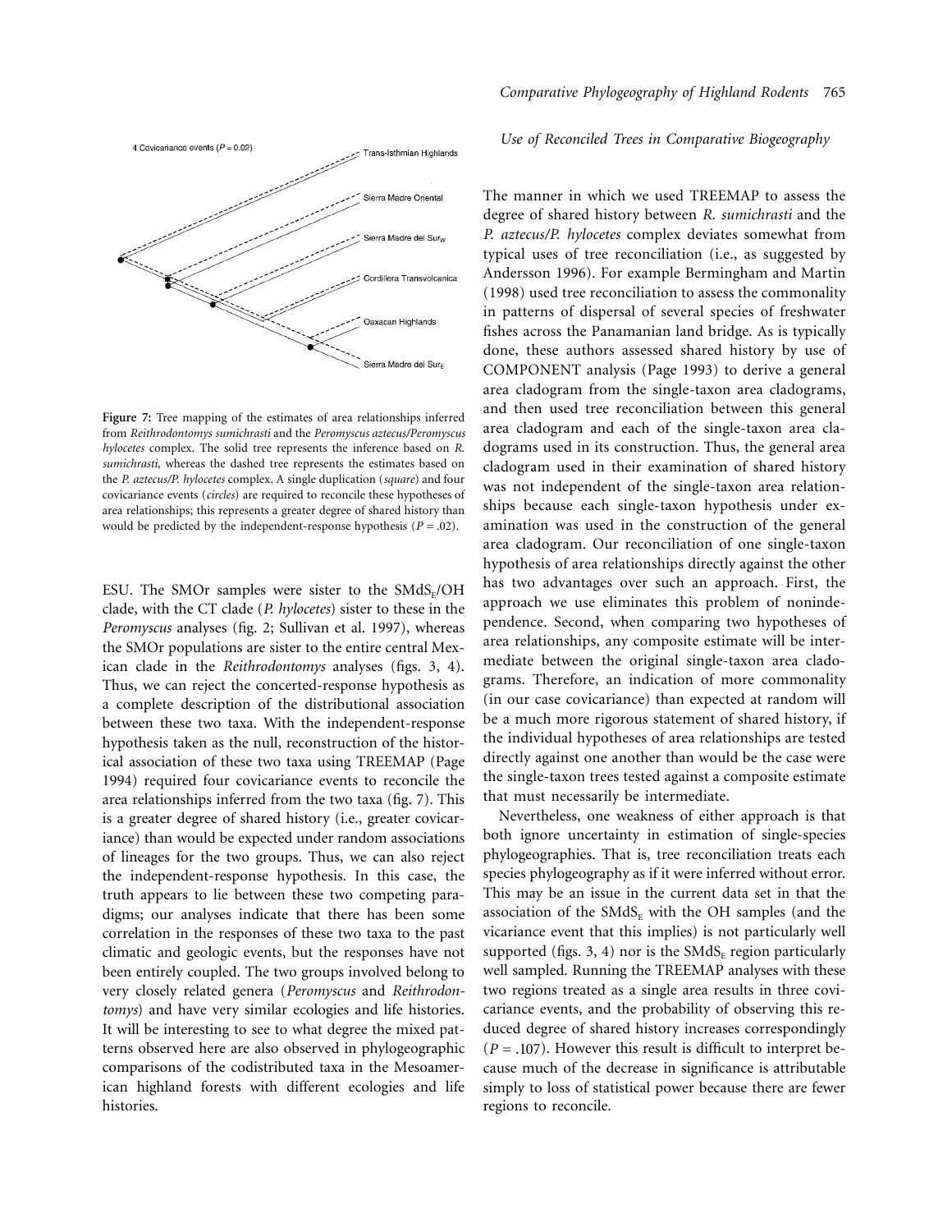4 Covicariance events ($P = 0.02$)

Trans-Isthmian Highlands

Sierra Madre Oriental

Sierra Madre del $Sur_W$

Cordillera Transvolcanica

Oaxacan Highlands

Sierra Madre del $Sur_E$

**Figure 7:** Tree mapping of the estimates of area relationships inferred from *Reithrodontomys sumichrasti* and the *Peromyscus aztecus/Peromyscus hylocetes* complex. The solid tree represents the inference based on *R. sumichrasti*, whereas the dashed tree represents the estimates based on the *P. aztecus/P. hylocetes* complex. A single duplication (*square*) and four covicariance events (*circles*) are required to reconcile these hypotheses of area relationships; this represents a greater degree of shared history than would be predicted by the independent-response hypothesis ($P = .02$).

ESU. The SMOr samples were sister to the $SMdS_E$/OH clade, with the CT clade (*P. hylocetes*) sister to these in the *Peromyscus* analyses (fig. 2; Sullivan et al. 1997), whereas the SMOr populations are sister to the entire central Mexican clade in the *Reithrodontomys* analyses (figs. 3, 4). Thus, we can reject the concerted-response hypothesis as a complete description of the distributional association between these two taxa. With the independent-response hypothesis taken as the null, reconstruction of the historical association of these two taxa using TREEMAP (Page 1994) required four covicariance events to reconcile the area relationships inferred from the two taxa (fig. 7). This is a greater degree of shared history (i.e., greater covicariance) than would be expected under random associations of lineages for the two groups. Thus, we can also reject the independent-response hypothesis. In this case, the truth appears to lie between these two competing paradigms; our analyses indicate that there has been some correlation in the responses of these two taxa to the past climatic and geologic events, but the responses have not been entirely coupled. The two groups involved belong to very closely related genera (*Peromyscus* and *Reithrodontomys*) and have very similar ecologies and life histories. It will be interesting to see to what degree the mixed patterns observed here are also observed in phylogeographic comparisons of the codistributed taxa in the Mesoamerican highland forests with different ecologies and life histories.

*Use of Reconciled Trees in Comparative Biogeography*

The manner in which we used TREEMAP to assess the degree of shared history between *R. sumichrasti* and the *P. aztecus/P. hylocetes* complex deviates somewhat from typical uses of tree reconciliation (i.e., as suggested by Andersson 1996). For example Bermingham and Martin (1998) used tree reconciliation to assess the commonality in patterns of dispersal of several species of freshwater fishes across the Panamanian land bridge. As is typically done, these authors assessed shared history by use of COMPONENT analysis (Page 1993) to derive a general area cladogram from the single-taxon area cladograms, and then used tree reconciliation between this general area cladogram and each of the single-taxon area cladograms used in its construction. Thus, the general area cladogram used in their examination of shared history was not independent of the single-taxon area relationships because each single-taxon hypothesis under examination was used in the construction of the general area cladogram. Our reconciliation of one single-taxon hypothesis of area relationships directly against the other has two advantages over such an approach. First, the approach we use eliminates this problem of nonindependence. Second, when comparing two hypotheses of area relationships, any composite estimate will be intermediate between the original single-taxon area cladograms. Therefore, an indication of more commonality (in our case covicariance) than expected at random will be a much more rigorous statement of shared history, if the individual hypotheses of area relationships are tested directly against one another than would be the case were the single-taxon trees tested against a composite estimate that must necessarily be intermediate.

Nevertheless, one weakness of either approach is that both ignore uncertainty in estimation of single-species phylogeographies. That is, tree reconciliation treats each species phylogeography as if it were inferred without error. This may be an issue in the current data set in that the association of the $SMdS_E$ with the OH samples (and the vicariance event that this implies) is not particularly well supported (figs. 3, 4) nor is the $SMdS_E$ region particularly well sampled. Running the TREEMAP analyses with these two regions treated as a single area results in three covicariance events, and the probability of observing this reduced degree of shared history increases correspondingly ($P = .107$). However this result is difficult to interpret because much of the decrease in significance is attributable simply to loss of statistical power because there are fewer regions to reconcile.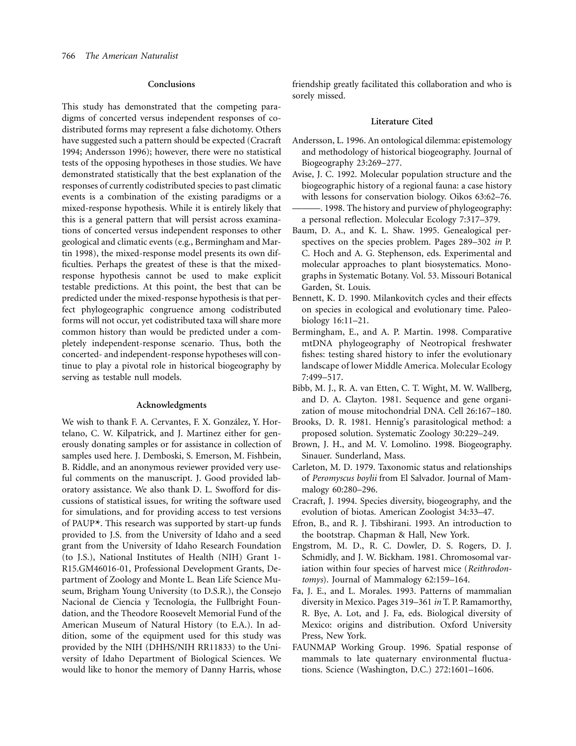## Conclusions

This study has demonstrated that the competing paradigms of concerted versus independent responses of codistributed forms may represent a false dichotomy. Others have suggested such a pattern should be expected (Cracraft 1994; Andersson 1996); however, there were no statistical tests of the opposing hypotheses in those studies. We have demonstrated statistically that the best explanation of the responses of currently codistributed species to past climatic events is a combination of the existing paradigms or a mixed-response hypothesis. While it is entirely likely that this is a general pattern that will persist across examinations of concerted versus independent responses to other geological and climatic events (e.g., Bermingham and Martin 1998), the mixed-response model presents its own difficulties. Perhaps the greatest of these is that the mixed-response hypothesis cannot be used to make explicit testable predictions. At this point, the best that can be predicted under the mixed-response hypothesis is that perfect phylogeographic congruence among codistributed forms will not occur, yet codistributed taxa will share more common history than would be predicted under a completely independent-response scenario. Thus, both the concerted- and independent-response hypotheses will continue to play a pivotal role in historical biogeography by serving as testable null models.

## Acknowledgments

We wish to thank F. A. Cervantes, F. X. González, Y. Hortelano, C. W. Kilpatrick, and J. Martinez either for generously donating samples or for assistance in collection of samples used here. J. Demboski, S. Emerson, M. Fishbein, B. Riddle, and an anonymous reviewer provided very useful comments on the manuscript. J. Good provided laboratory assistance. We also thank D. L. Swofford for discussions of statistical issues, for writing the software used for simulations, and for providing access to test versions of PAUP*. This research was supported by start-up funds provided to J.S. from the University of Idaho and a seed grant from the University of Idaho Research Foundation (to J.S.), National Institutes of Health (NIH) Grant 1-R15.GM46016-01, Professional Development Grants, Department of Zoology and Monte L. Bean Life Science Museum, Brigham Young University (to D.S.R.), the Consejo Nacional de Ciencia y Tecnología, the Fullbright Foundation, and the Theodore Roosevelt Memorial Fund of the American Museum of Natural History (to E.A.). In addition, some of the equipment used for this study was provided by the NIH (DHHS/NIH RR11833) to the University of Idaho Department of Biological Sciences. We would like to honor the memory of Danny Harris, whose friendship greatly facilitated this collaboration and who is sorely missed.

## Literature Cited

Andersson, L. 1996. An ontological dilemma: epistemology and methodology of historical biogeography. Journal of Biogeography 23:269–277.

Avise, J. C. 1992. Molecular population structure and the biogeographic history of a regional fauna: a case history with lessons for conservation biology. Oikos 63:62–76.

———. 1998. The history and purview of phylogeography: a personal reflection. Molecular Ecology 7:317–379.

Baum, D. A., and K. L. Shaw. 1995. Genealogical perspectives on the species problem. Pages 289–302 *in* P. C. Hoch and A. G. Stephenson, eds. Experimental and molecular approaches to plant biosystematics. Monographs in Systematic Botany. Vol. 53. Missouri Botanical Garden, St. Louis.

Bennett, K. D. 1990. Milankovitch cycles and their effects on species in ecological and evolutionary time. Paleobiology 16:11–21.

Bermingham, E., and A. P. Martin. 1998. Comparative mtDNA phylogeography of Neotropical freshwater fishes: testing shared history to infer the evolutionary landscape of lower Middle America. Molecular Ecology 7:499–517.

Bibb, M. J., R. A. van Etten, C. T. Wight, M. W. Wallberg, and D. A. Clayton. 1981. Sequence and gene organization of mouse mitochondrial DNA. Cell 26:167–180.

Brooks, D. R. 1981. Hennig's parasitological method: a proposed solution. Systematic Zoology 30:229–249.

Brown, J. H., and M. V. Lomolino. 1998. Biogeography. Sinauer. Sunderland, Mass.

Carleton, M. D. 1979. Taxonomic status and relationships of *Peromyscus boylii* from El Salvador. Journal of Mammalogy 60:280–296.

Cracraft, J. 1994. Species diversity, biogeography, and the evolution of biotas. American Zoologist 34:33–47.

Efron, B., and R. J. Tibshirani. 1993. An introduction to the bootstrap. Chapman & Hall, New York.

Engstrom, M. D., R. C. Dowler, D. S. Rogers, D. J. Schmidly, and J. W. Bickham. 1981. Chromosomal variation within four species of harvest mice (*Reithrodontomys*). Journal of Mammalogy 62:159–164.

Fa, J. E., and L. Morales. 1993. Patterns of mammalian diversity in Mexico. Pages 319–361 *in* T. P. Ramamorthy, R. Bye, A. Lot, and J. Fa, eds. Biological diversity of Mexico: origins and distribution. Oxford University Press, New York.

FAUNMAP Working Group. 1996. Spatial response of mammals to late quaternary environmental fluctuations. Science (Washington, D.C.) 272:1601–1606.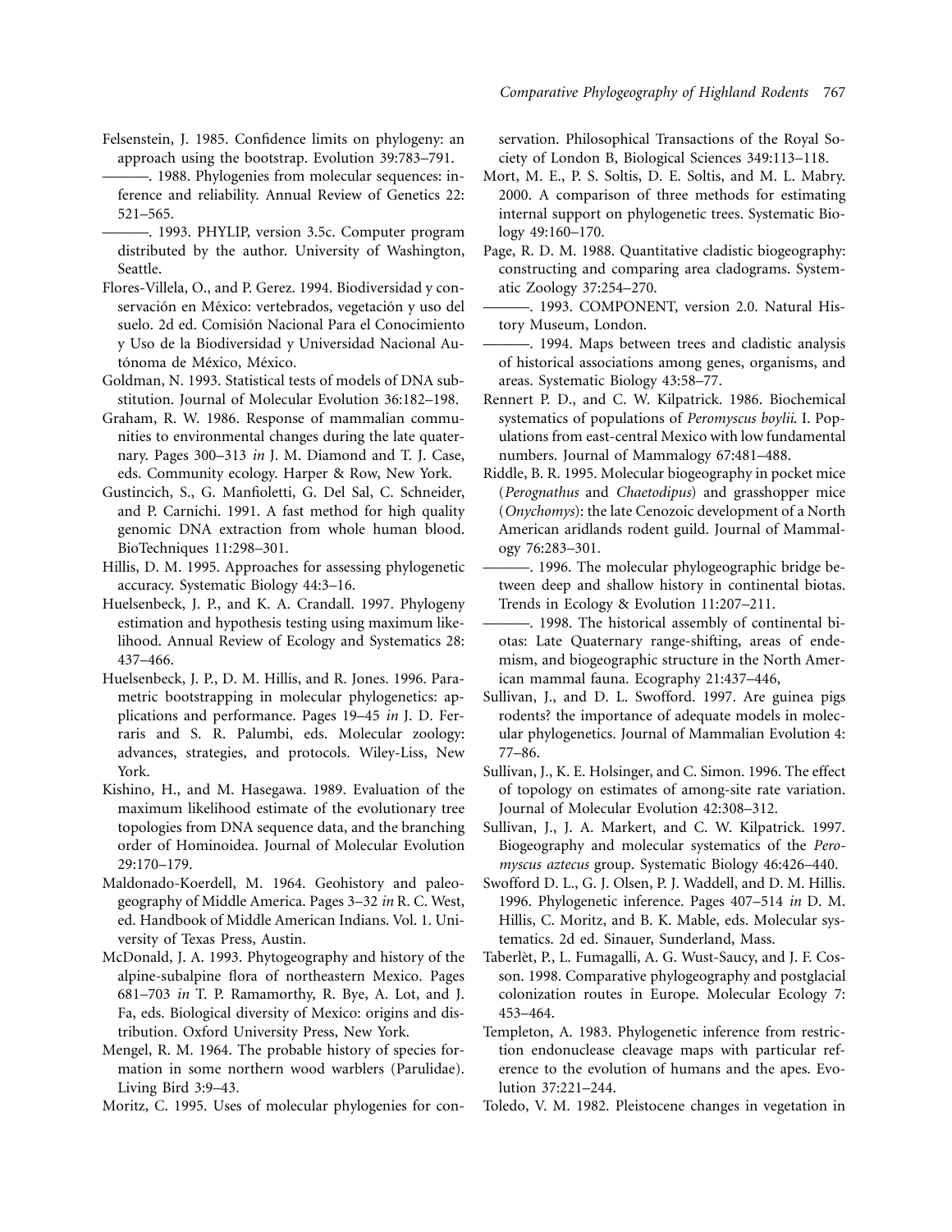Felsenstein, J. 1985. Confidence limits on phylogeny: an approach using the bootstrap. Evolution 39:783–791.

———. 1988. Phylogenies from molecular sequences: inference and reliability. Annual Review of Genetics 22: 521–565.

———. 1993. PHYLIP, version 3.5c. Computer program distributed by the author. University of Washington, Seattle.

Flores-Villela, O., and P. Gerez. 1994. Biodiversidad y conservación en México: vertebrados, vegetación y uso del suelo. 2d ed. Comisión Nacional Para el Conocimiento y Uso de la Biodiversidad y Universidad Nacional Autónoma de México, México.

Goldman, N. 1993. Statistical tests of models of DNA substitution. Journal of Molecular Evolution 36:182–198.

Graham, R. W. 1986. Response of mammalian communities to environmental changes during the late quaternary. Pages 300–313 *in* J. M. Diamond and T. J. Case, eds. Community ecology. Harper & Row, New York.

Gustincich, S., G. Manfioletti, G. Del Sal, C. Schneider, and P. Carnichi. 1991. A fast method for high quality genomic DNA extraction from whole human blood. BioTechniques 11:298–301.

Hillis, D. M. 1995. Approaches for assessing phylogenetic accuracy. Systematic Biology 44:3–16.

Huelsenbeck, J. P., and K. A. Crandall. 1997. Phylogeny estimation and hypothesis testing using maximum likelihood. Annual Review of Ecology and Systematics 28: 437–466.

Huelsenbeck, J. P., D. M. Hillis, and R. Jones. 1996. Parametric bootstrapping in molecular phylogenetics: applications and performance. Pages 19–45 *in* J. D. Ferraris and S. R. Palumbi, eds. Molecular zoology: advances, strategies, and protocols. Wiley-Liss, New York.

Kishino, H., and M. Hasegawa. 1989. Evaluation of the maximum likelihood estimate of the evolutionary tree topologies from DNA sequence data, and the branching order of Hominoidea. Journal of Molecular Evolution 29:170–179.

Maldonado-Koerdell, M. 1964. Geohistory and paleogeography of Middle America. Pages 3–32 *in* R. C. West, ed. Handbook of Middle American Indians. Vol. 1. University of Texas Press, Austin.

McDonald, J. A. 1993. Phytogeography and history of the alpine-subalpine flora of northeastern Mexico. Pages 681–703 *in* T. P. Ramamorthy, R. Bye, A. Lot, and J. Fa, eds. Biological diversity of Mexico: origins and distribution. Oxford University Press, New York.

Mengel, R. M. 1964. The probable history of species formation in some northern wood warblers (Parulidae). Living Bird 3:9–43.

Moritz, C. 1995. Uses of molecular phylogenies for conservation. Philosophical Transactions of the Royal Society of London B, Biological Sciences 349:113–118.

Mort, M. E., P. S. Soltis, D. E. Soltis, and M. L. Mabry. 2000. A comparison of three methods for estimating internal support on phylogenetic trees. Systematic Biology 49:160–170.

Page, R. D. M. 1988. Quantitative cladistic biogeography: constructing and comparing area cladograms. Systematic Zoology 37:254–270.

———. 1993. COMPONENT, version 2.0. Natural History Museum, London.

———. 1994. Maps between trees and cladistic analysis of historical associations among genes, organisms, and areas. Systematic Biology 43:58–77.

Rennert P. D., and C. W. Kilpatrick. 1986. Biochemical systematics of populations of *Peromyscus boylii*. I. Populations from east-central Mexico with low fundamental numbers. Journal of Mammalogy 67:481–488.

Riddle, B. R. 1995. Molecular biogeography in pocket mice (*Perognathus* and *Chaetodipus*) and grasshopper mice (*Onychomys*): the late Cenozoic development of a North American aridlands rodent guild. Journal of Mammalogy 76:283–301.

———. 1996. The molecular phylogeographic bridge between deep and shallow history in continental biotas. Trends in Ecology & Evolution 11:207–211.

———. 1998. The historical assembly of continental biotas: Late Quaternary range-shifting, areas of endemism, and biogeographic structure in the North American mammal fauna. Ecography 21:437–446,

Sullivan, J., and D. L. Swofford. 1997. Are guinea pigs rodents? the importance of adequate models in molecular phylogenetics. Journal of Mammalian Evolution 4: 77–86.

Sullivan, J., K. E. Holsinger, and C. Simon. 1996. The effect of topology on estimates of among-site rate variation. Journal of Molecular Evolution 42:308–312.

Sullivan, J., J. A. Markert, and C. W. Kilpatrick. 1997. Biogeography and molecular systematics of the *Peromyscus aztecus* group. Systematic Biology 46:426–440.

Swofford D. L., G. J. Olsen, P. J. Waddell, and D. M. Hillis. 1996. Phylogenetic inference. Pages 407–514 *in* D. M. Hillis, C. Moritz, and B. K. Mable, eds. Molecular systematics. 2d ed. Sinauer, Sunderland, Mass.

Taberlèt, P., L. Fumagalli, A. G. Wust-Saucy, and J. F. Cosson. 1998. Comparative phylogeography and postglacial colonization routes in Europe. Molecular Ecology 7: 453–464.

Templeton, A. 1983. Phylogenetic inference from restriction endonuclease cleavage maps with particular reference to the evolution of humans and the apes. Evolution 37:221–244.

Toledo, V. M. 1982. Pleistocene changes in vegetation in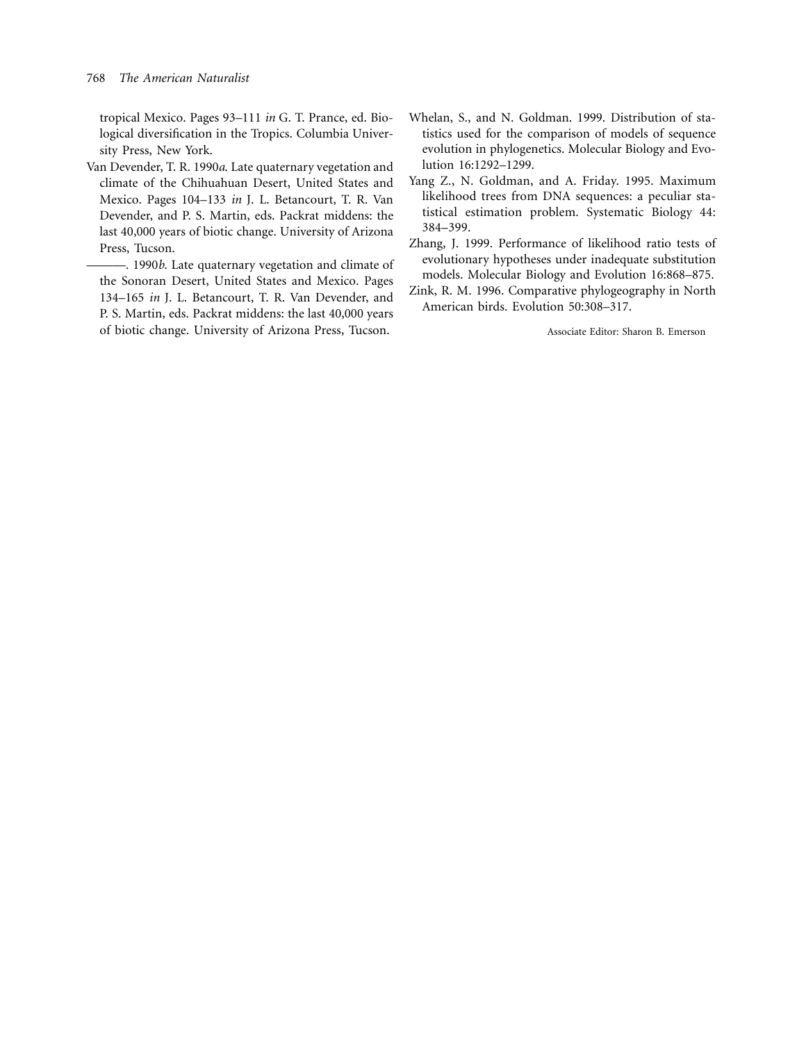tropical Mexico. Pages 93–111 *in* G. T. Prance, ed. Biological diversification in the Tropics. Columbia University Press, New York.

Van Devender, T. R. 1990*a*. Late quaternary vegetation and climate of the Chihuahuan Desert, United States and Mexico. Pages 104–133 *in* J. L. Betancourt, T. R. Van Devender, and P. S. Martin, eds. Packrat middens: the last 40,000 years of biotic change. University of Arizona Press, Tucson.

———. 1990*b*. Late quaternary vegetation and climate of the Sonoran Desert, United States and Mexico. Pages 134–165 *in* J. L. Betancourt, T. R. Van Devender, and P. S. Martin, eds. Packrat middens: the last 40,000 years of biotic change. University of Arizona Press, Tucson.

Whelan, S., and N. Goldman. 1999. Distribution of statistics used for the comparison of models of sequence evolution in phylogenetics. Molecular Biology and Evolution 16:1292–1299.

Yang Z., N. Goldman, and A. Friday. 1995. Maximum likelihood trees from DNA sequences: a peculiar statistical estimation problem. Systematic Biology 44: 384–399.

Zhang, J. 1999. Performance of likelihood ratio tests of evolutionary hypotheses under inadequate substitution models. Molecular Biology and Evolution 16:868–875.

Zink, R. M. 1996. Comparative phylogeography in North American birds. Evolution 50:308–317.

Associate Editor: Sharon B. Emerson